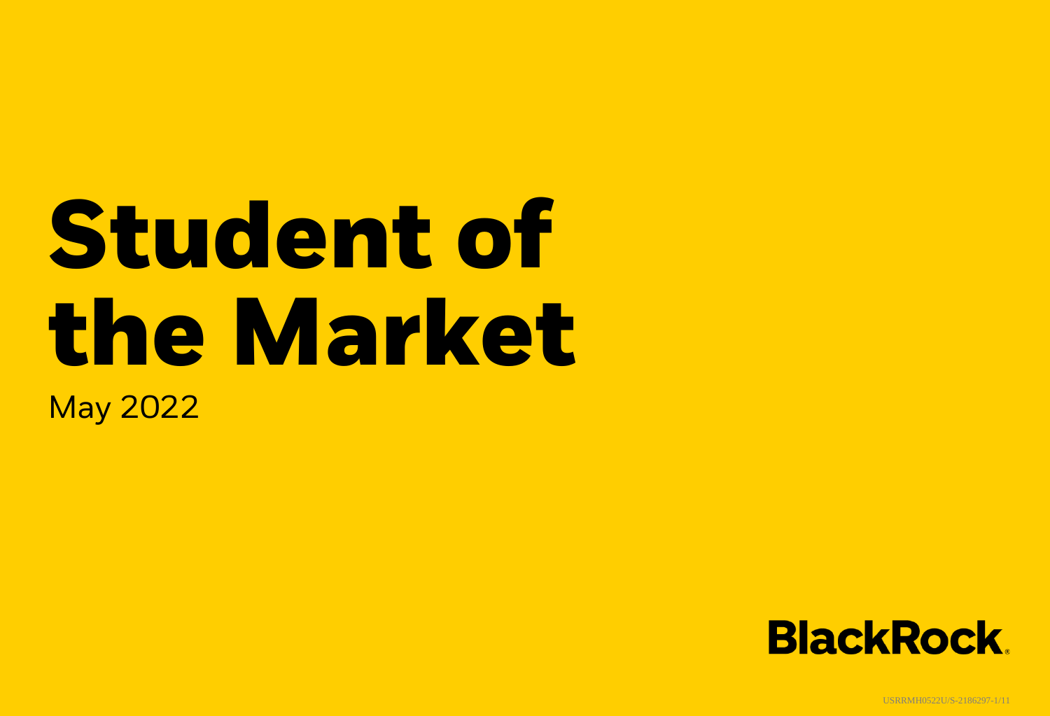# Student of the Market

May 2022

BlackRock.

USRRMH0522U/S-2186297-1/11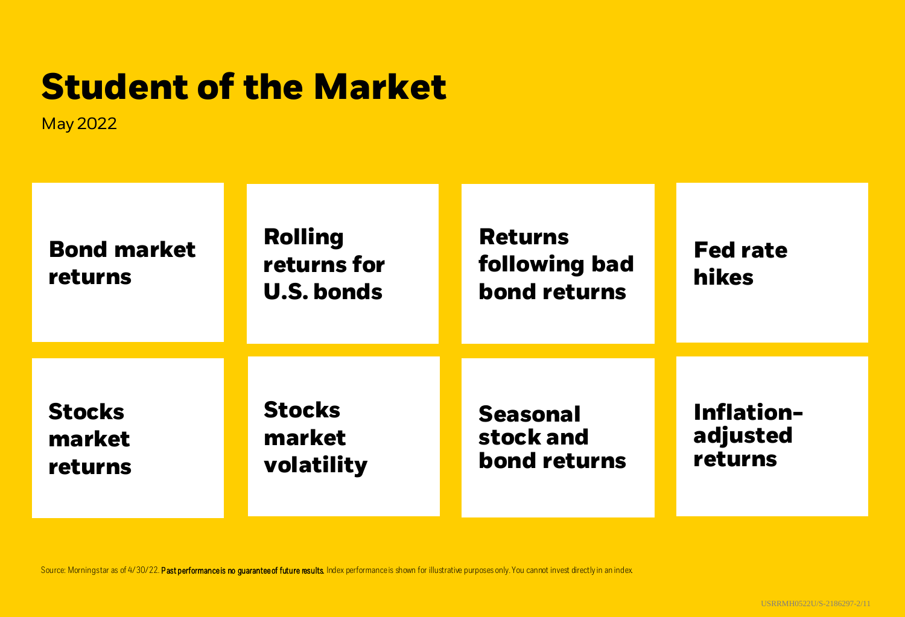# Student of the Market

May 2022

- Bond market returns
- Rolling returns for U.S. bonds
- Returns following bad bond returns
- Fed rate hikes
- Stocks market returns
- Stocks market volatility
- Seasonal stock and bond returns
- Inflation-adjusted returns

Source: Morningstar as of 4/30/22. **Past performance is no guarantee of future results.** Index performance is shown for illustrative purposes only. You cannot invest directly in an index.

USRRMH0522U/S-2186297-2/11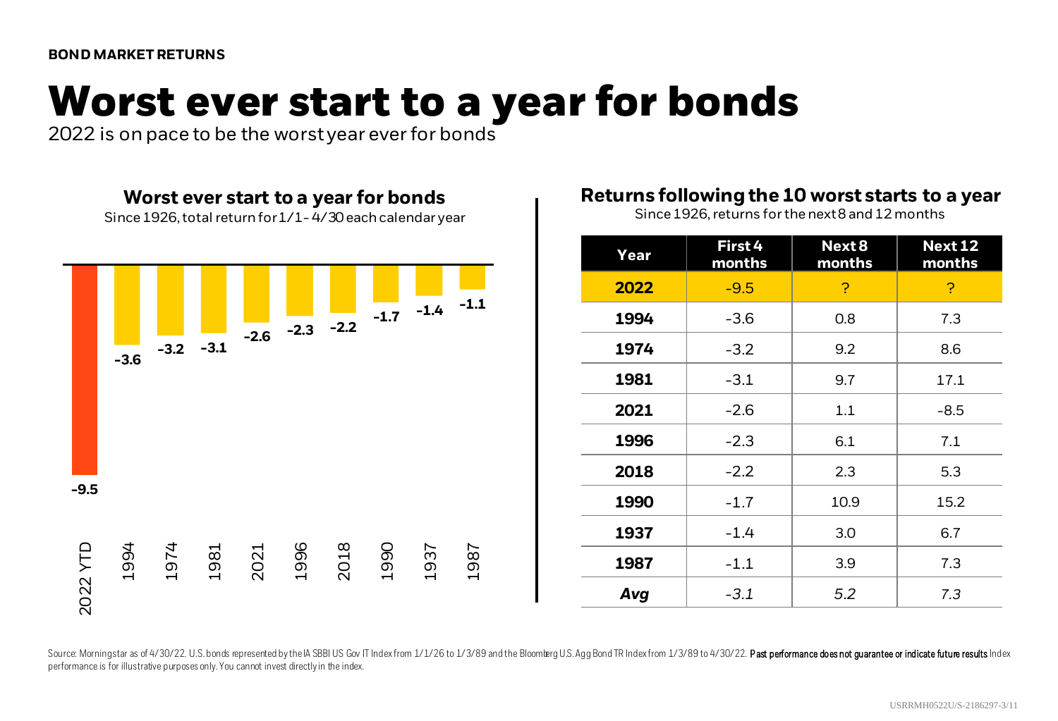**BOND MARKET RETURNS**

# Worst ever start to a year for bonds

2022 is on pace to be the worst year ever for bonds

### Worst ever start to a year for bonds

Since 1926, total return for 1/1- 4/30 each calendar year

| Year | Return |
|---|---|
| 2022 YTD | -9.5 |
| 1994 | -3.6 |
| 1974 | -3.2 |
| 1981 | -3.1 |
| 2021 | -2.6 |
| 1996 | -2.3 |
| 2018 | -2.2 |
| 1990 | -1.7 |
| 1937 | -1.4 |
| 1987 | -1.1 |

### Returns following the 10 worst starts to a year

Since 1926, returns for the next 8 and 12 months

| Year | First 4 months | Next 8 months | Next 12 months |
|---|---|---|---|
| **2022** | -9.5 | ? | ? |
| **1994** | -3.6 | 0.8 | 7.3 |
| **1974** | -3.2 | 9.2 | 8.6 |
| **1981** | -3.1 | 9.7 | 17.1 |
| **2021** | -2.6 | 1.1 | -8.5 |
| **1996** | -2.3 | 6.1 | 7.1 |
| **2018** | -2.2 | 2.3 | 5.3 |
| **1990** | -1.7 | 10.9 | 15.2 |
| **1937** | -1.4 | 3.0 | 6.7 |
| **1987** | -1.1 | 3.9 | 7.3 |
| ***Avg*** | *-3.1* | *5.2* | *7.3* |

Source: Morningstar as of 4/30/22. U.S. bonds represented by the IA SBBI US Gov IT Index from 1/1/26 to 1/3/89 and the Bloomberg U.S. Agg Bond TR Index from 1/3/89 to 4/30/22. **Past performance does not guarantee or indicate future results** Index performance is for illustrative purposes only. You cannot invest directly in the index.

USRRMH0522U/S-2186297-3/11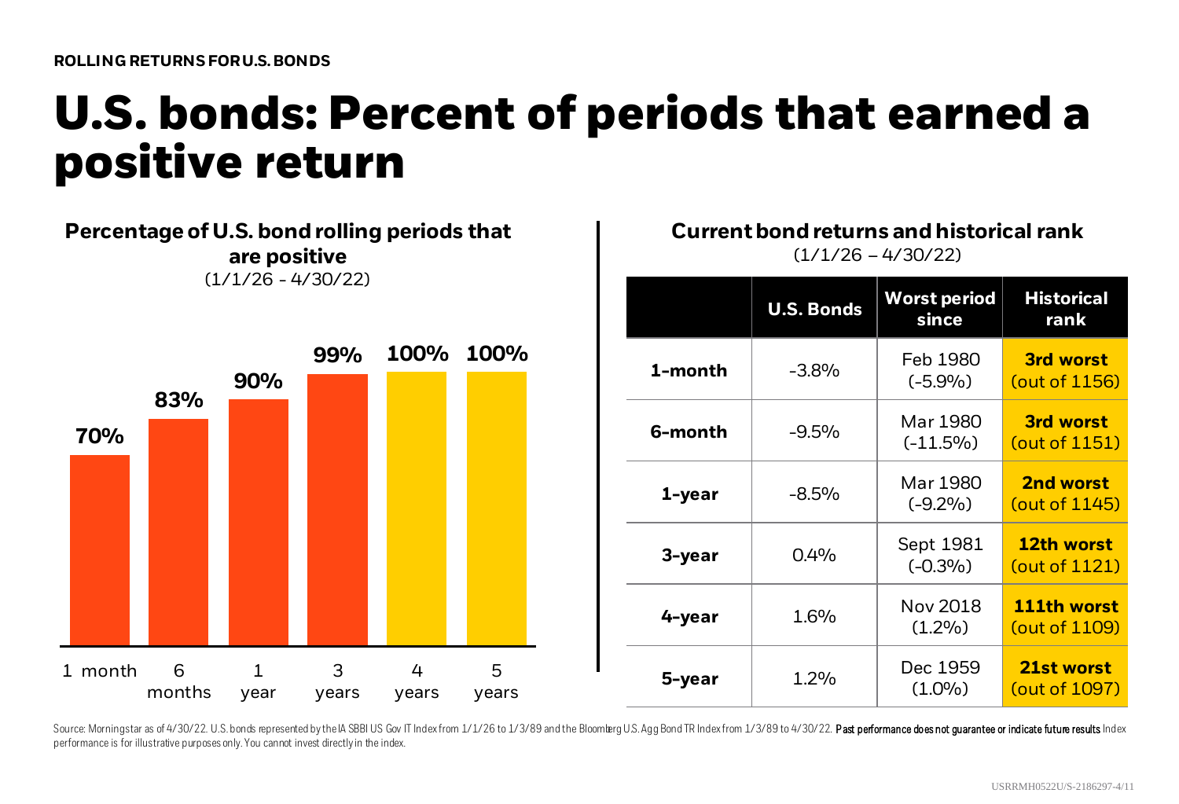ROLLING RETURNS FOR U.S. BONDS

# U.S. bonds: Percent of periods that earned a positive return

## Percentage of U.S. bond rolling periods that are positive

(1/1/26 - 4/30/22)

| Period | Percent positive |
|---|---|
| 1 month | 70% |
| 6 months | 83% |
| 1 year | 90% |
| 3 years | 99% |
| 4 years | 100% |
| 5 years | 100% |

## Current bond returns and historical rank

(1/1/26 – 4/30/22)

| | U.S. Bonds | Worst period since | Historical rank |
|---|---|---|---|
| 1-month | -3.8% | Feb 1980 (-5.9%) | **3rd worst** (out of 1156) |
| 6-month | -9.5% | Mar 1980 (-11.5%) | **3rd worst** (out of 1151) |
| 1-year | -8.5% | Mar 1980 (-9.2%) | **2nd worst** (out of 1145) |
| 3-year | 0.4% | Sept 1981 (-0.3%) | **12th worst** (out of 1121) |
| 4-year | 1.6% | Nov 2018 (1.2%) | **111th worst** (out of 1109) |
| 5-year | 1.2% | Dec 1959 (1.0%) | **21st worst** (out of 1097) |

Source: Morningstar as of 4/30/22. U.S. bonds represented by the IA SBBI US Gov IT Index from 1/1/26 to 1/3/89 and the Bloomberg U.S. Agg Bond TR Index from 1/3/89 to 4/30/22. **Past performance does not guarantee or indicate future results** Index performance is for illustrative purposes only. You cannot invest directly in the index.

USRRMH0522U/S-2186297-4/11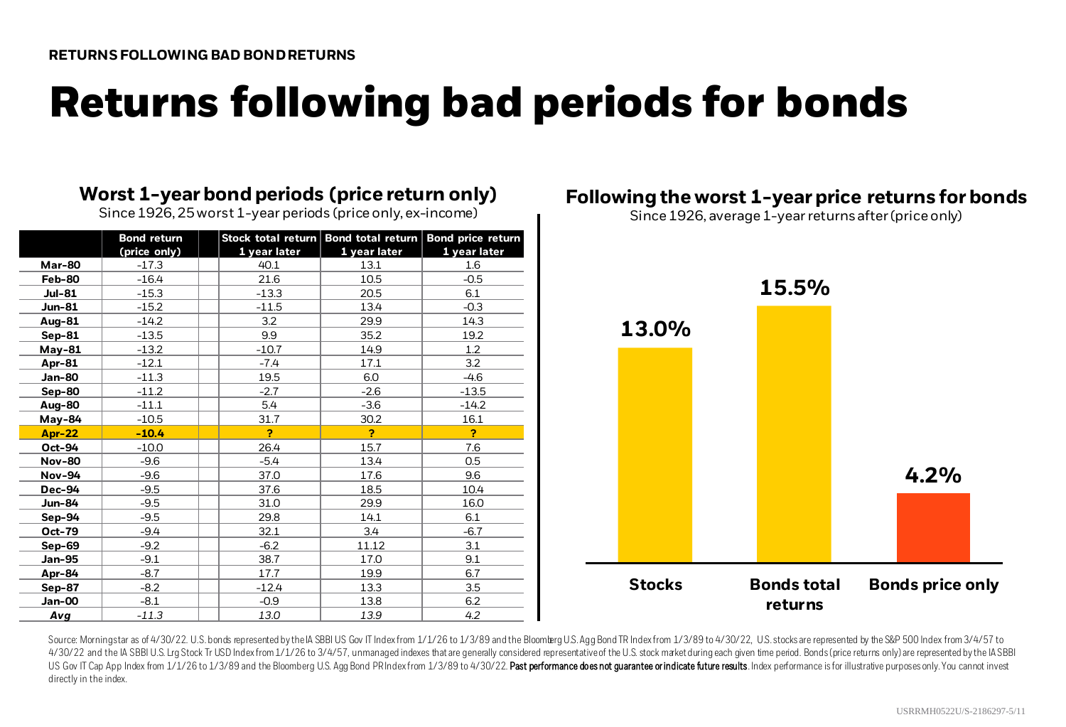RETURNS FOLLOWING BAD BOND RETURNS

# Returns following bad periods for bonds

## Worst 1-year bond periods (price return only)

Since 1926, 25 worst 1-year periods (price only, ex-income)

| | Bond return (price only) | Stock total return 1 year later | Bond total return 1 year later | Bond price return 1 year later |
|---|---|---|---|---|
| **Mar-80** | -17.3 | 40.1 | 13.1 | 1.6 |
| **Feb-80** | -16.4 | 21.6 | 10.5 | -0.5 |
| **Jul-81** | -15.3 | -13.3 | 20.5 | 6.1 |
| **Jun-81** | -15.2 | -11.5 | 13.4 | -0.3 |
| **Aug-81** | -14.2 | 3.2 | 29.9 | 14.3 |
| **Sep-81** | -13.5 | 9.9 | 35.2 | 19.2 |
| **May-81** | -13.2 | -10.7 | 14.9 | 1.2 |
| **Apr-81** | -12.1 | -7.4 | 17.1 | 3.2 |
| **Jan-80** | -11.3 | 19.5 | 6.0 | -4.6 |
| **Sep-80** | -11.2 | -2.7 | -2.6 | -13.5 |
| **Aug-80** | -11.1 | 5.4 | -3.6 | -14.2 |
| **May-84** | -10.5 | 31.7 | 30.2 | 16.1 |
| **Apr-22** | **-10.4** | **?** | **?** | **?** |
| **Oct-94** | -10.0 | 26.4 | 15.7 | 7.6 |
| **Nov-80** | -9.6 | -5.4 | 13.4 | 0.5 |
| **Nov-94** | -9.6 | 37.0 | 17.6 | 9.6 |
| **Dec-94** | -9.5 | 37.6 | 18.5 | 10.4 |
| **Jun-84** | -9.5 | 31.0 | 29.9 | 16.0 |
| **Sep-94** | -9.5 | 29.8 | 14.1 | 6.1 |
| **Oct-79** | -9.4 | 32.1 | 3.4 | -6.7 |
| **Sep-69** | -9.2 | -6.2 | 11.12 | 3.1 |
| **Jan-95** | -9.1 | 38.7 | 17.0 | 9.1 |
| **Apr-84** | -8.7 | 17.7 | 19.9 | 6.7 |
| **Sep-87** | -8.2 | -12.4 | 13.3 | 3.5 |
| **Jan-00** | -8.1 | -0.9 | 13.8 | 6.2 |
| ***Avg*** | *-11.3* | *13.0* | *13.9* | *4.2* |

## Following the worst 1-year price returns for bonds

Since 1926, average 1-year returns after (price only)

| | Stocks | Bonds total returns | Bonds price only |
|---|---|---|---|
| Average 1-year return after | 13.0% | 15.5% | 4.2% |

Source: Morningstar as of 4/30/22. U.S. bonds represented by the IA SBBI US Gov IT Index from 1/1/26 to 1/3/89 and the Bloomberg U.S. Agg Bond TR Index from 1/3/89 to 4/30/22, U.S. stocks are represented by the S&P 500 Index from 3/4/57 to 4/30/22 and the IA SBBI U.S. Lrg Stock Tr USD Index from 1/1/26 to 3/4/57, unmanaged indexes that are generally considered representative of the U.S. stock market during each given time period. Bonds (price returns only) are represented by the IA SBBI US Gov IT Cap App Index from 1/1/26 to 1/3/89 and the Bloomberg U.S. Agg Bond PR Index from 1/3/89 to 4/30/22. **Past performance does not guarantee or indicate future results**. Index performance is for illustrative purposes only. You cannot invest directly in the index.

USRRMH0522U/S-2186297-5/11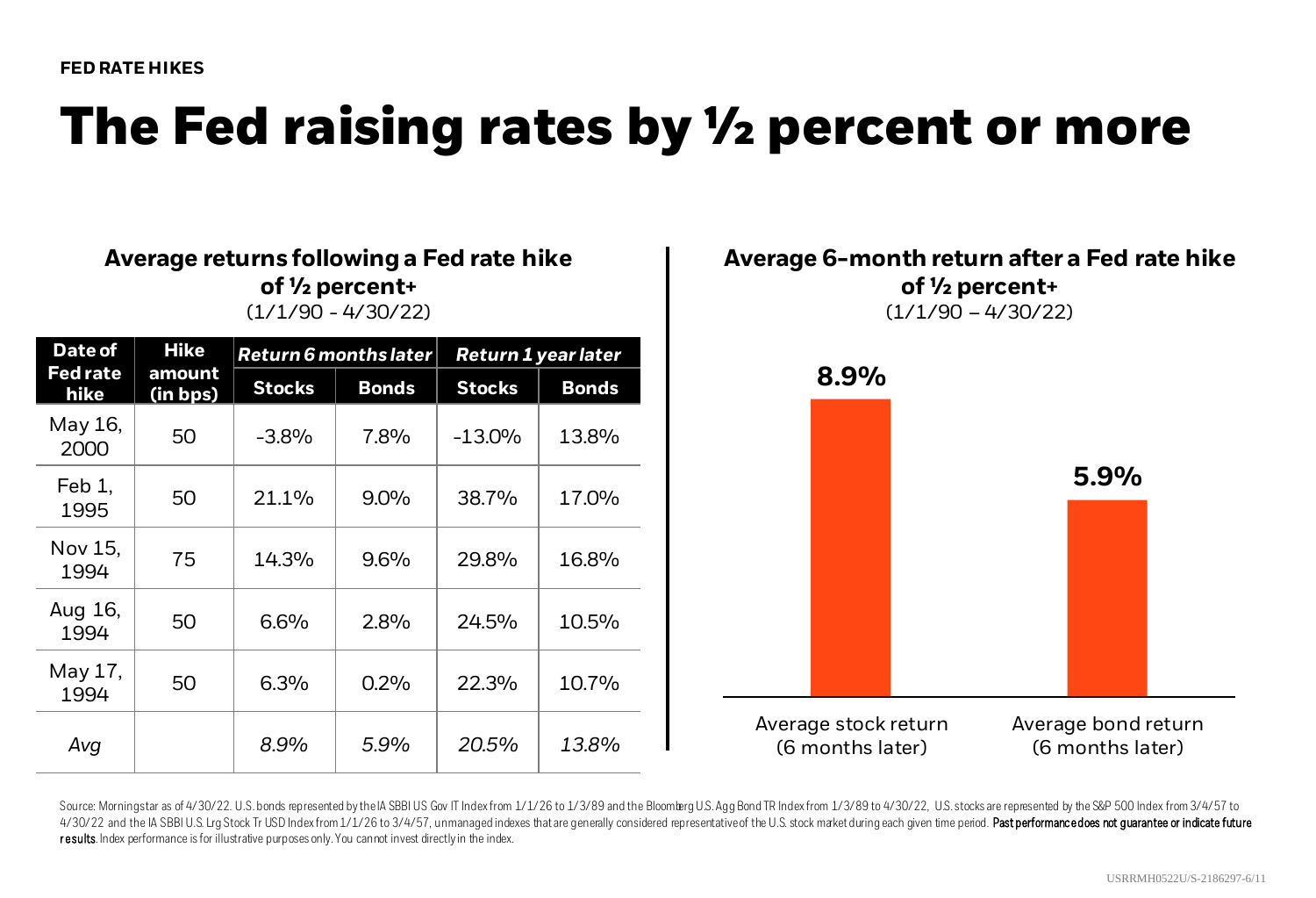FED RATE HIKES

# The Fed raising rates by ½ percent or more

### Average returns following a Fed rate hike of ½ percent+

(1/1/90 - 4/30/22)

| Date of Fed rate hike | Hike amount (in bps) | *Return 6 months later* | | *Return 1 year later* | |
|---|---|---|---|---|---|
| | | **Stocks** | **Bonds** | **Stocks** | **Bonds** |
| May 16, 2000 | 50 | -3.8% | 7.8% | -13.0% | 13.8% |
| Feb 1, 1995 | 50 | 21.1% | 9.0% | 38.7% | 17.0% |
| Nov 15, 1994 | 75 | 14.3% | 9.6% | 29.8% | 16.8% |
| Aug 16, 1994 | 50 | 6.6% | 2.8% | 24.5% | 10.5% |
| May 17, 1994 | 50 | 6.3% | 0.2% | 22.3% | 10.7% |
| *Avg* | | *8.9%* | *5.9%* | *20.5%* | *13.8%* |

### Average 6-month return after a Fed rate hike of ½ percent+

(1/1/90 – 4/30/22)

| | Average 6-month return |
|---|---|
| Average stock return (6 months later) | 8.9% |
| Average bond return (6 months later) | 5.9% |

Source: Morningstar as of 4/30/22. U.S. bonds represented by the IA SBBI US Gov IT Index from 1/1/26 to 1/3/89 and the Bloomberg U.S. Agg Bond TR Index from 1/3/89 to 4/30/22, U.S. stocks are represented by the S&P 500 Index from 3/4/57 to 4/30/22 and the IA SBBI U.S. Lrg Stock Tr USD Index from 1/1/26 to 3/4/57, unmanaged indexes that are generally considered representative of the U.S. stock market during each given time period. **Past performance does not guarantee or indicate future results.** Index performance is for illustrative purposes only. You cannot invest directly in the index.

USRRMH0522U/S-2186297-6/11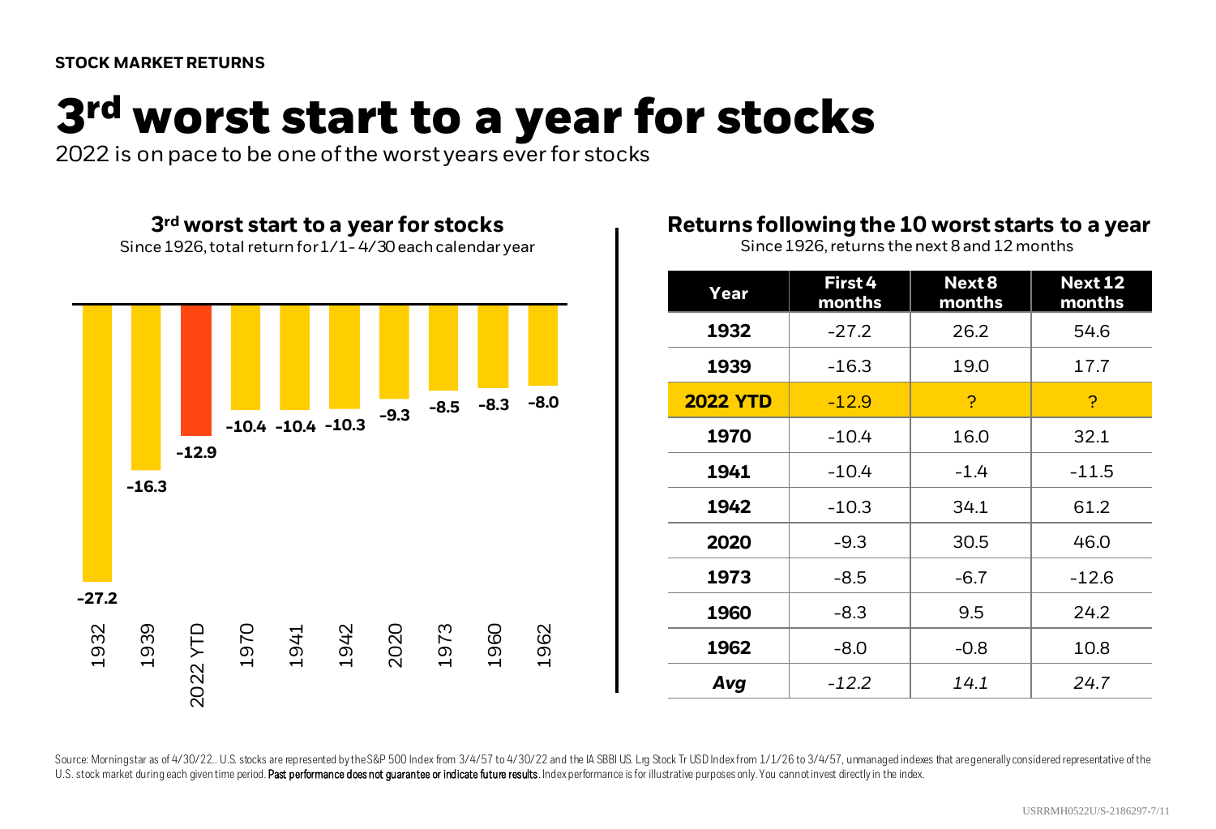**STOCK MARKET RETURNS**

# 3rd worst start to a year for stocks

2022 is on pace to be one of the worst years ever for stocks

## 3rd worst start to a year for stocks

Since 1926, total return for 1/1 - 4/30 each calendar year

| Year | Return |
|---|---|
| 1932 | -27.2 |
| 1939 | -16.3 |
| 2022 YTD | -12.9 |
| 1970 | -10.4 |
| 1941 | -10.4 |
| 1942 | -10.3 |
| 2020 | -9.3 |
| 1973 | -8.5 |
| 1960 | -8.3 |
| 1962 | -8.0 |

## Returns following the 10 worst starts to a year

Since 1926, returns the next 8 and 12 months

| Year | First 4 months | Next 8 months | Next 12 months |
|---|---|---|---|
| **1932** | -27.2 | 26.2 | 54.6 |
| **1939** | -16.3 | 19.0 | 17.7 |
| **2022 YTD** | -12.9 | ? | ? |
| **1970** | -10.4 | 16.0 | 32.1 |
| **1941** | -10.4 | -1.4 | -11.5 |
| **1942** | -10.3 | 34.1 | 61.2 |
| **2020** | -9.3 | 30.5 | 46.0 |
| **1973** | -8.5 | -6.7 | -12.6 |
| **1960** | -8.3 | 9.5 | 24.2 |
| **1962** | -8.0 | -0.8 | 10.8 |
| ***Avg*** | *-12.2* | *14.1* | *24.7* |

Source: Morningstar as of 4/30/22.. U.S. stocks are represented by the S&P 500 Index from 3/4/57 to 4/30/22 and the IA SBBI US. Lrg Stock Tr USD Index from 1/1/26 to 3/4/57, unmanaged indexes that are generally considered representative of the U.S. stock market during each given time period. **Past performance does not guarantee or indicate future results**. Index performance is for illustrative purposes only. You cannot invest directly in the index.

USRRMH0522U/S-2186297-7/11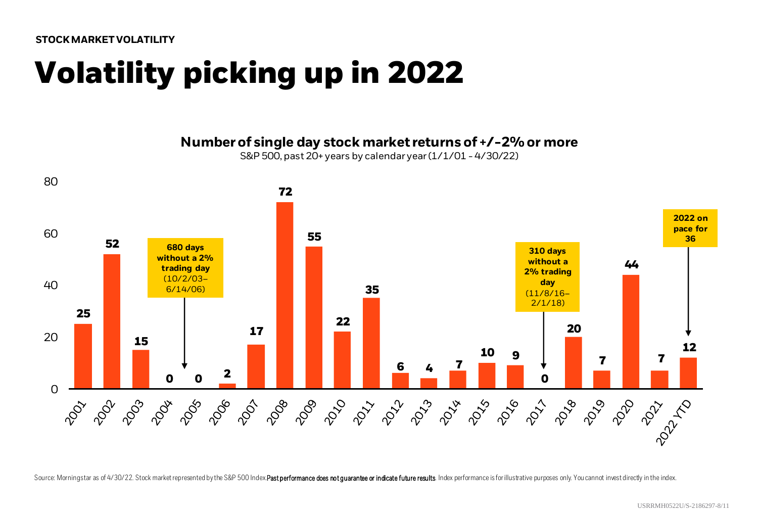STOCK MARKET VOLATILITY

# Volatility picking up in 2022

**Number of single day stock market returns of +/-2% or more**

S&P 500, past 20+ years by calendar year (1/1/01 - 4/30/22)

| Year | Number of days |
| --- | --- |
| 2001 | 25 |
| 2002 | 52 |
| 2003 | 15 |
| 2004 | 0 |
| 2005 | 0 |
| 2006 | 2 |
| 2007 | 17 |
| 2008 | 72 |
| 2009 | 55 |
| 2010 | 22 |
| 2011 | 35 |
| 2012 | 6 |
| 2013 | 4 |
| 2014 | 7 |
| 2015 | 10 |
| 2016 | 9 |
| 2017 | 0 |
| 2018 | 20 |
| 2019 | 7 |
| 2020 | 44 |
| 2021 | 7 |
| 2022 YTD | 12 |

**680 days without a 2% trading day** (10/2/03–6/14/06)

**310 days without a 2% trading day** (11/8/16–2/1/18)

**2022 on pace for 36**

Source: Morningstar as of 4/30/22. Stock market represented by the S&P 500 Index. **Past performance does not guarantee or indicate future results**. Index performance is for illustrative purposes only. You cannot invest directly in the index.

USRRMH0522U/S-2186297-8/11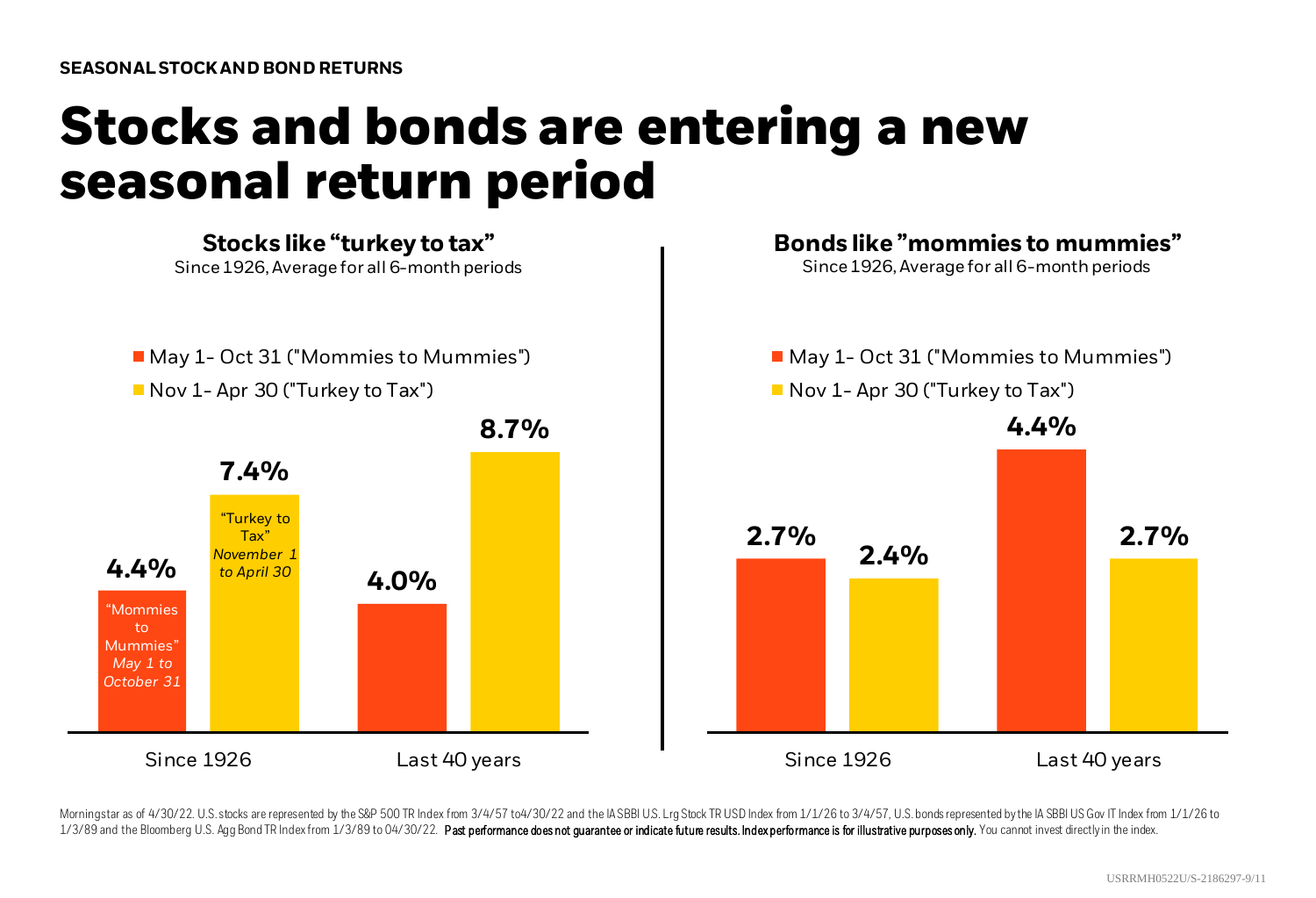SEASONAL STOCK AND BOND RETURNS

# Stocks and bonds are entering a new seasonal return period

### Stocks like "turkey to tax"

Since 1926, Average for all 6-month periods

| | May 1- Oct 31 ("Mommies to Mummies") | Nov 1- Apr 30 ("Turkey to Tax") |
|---|---|---|
| Since 1926 | 4.4% | 7.4% |
| Last 40 years | 4.0% | 8.7% |

### Bonds like "mommies to mummies"

Since 1926, Average for all 6-month periods

| | May 1- Oct 31 ("Mommies to Mummies") | Nov 1- Apr 30 ("Turkey to Tax") |
|---|---|---|
| Since 1926 | 2.7% | 2.4% |
| Last 40 years | 4.4% | 2.7% |

Morningstar as of 4/30/22. U.S. stocks are represented by the S&P 500 TR Index from 3/4/57 to4/30/22 and the IA SBBI U.S. Lrg Stock TR USD Index from 1/1/26 to 3/4/57, U.S. bonds represented by the IA SBBI US Gov IT Index from 1/1/26 to 1/3/89 and the Bloomberg U.S. Agg Bond TR Index from 1/3/89 to 04/30/22. **Past performance does not guarantee or indicate future results. Index performance is for illustrative purposes only.** You cannot invest directly in the index.

USRRMH0522U/S-2186297-9/11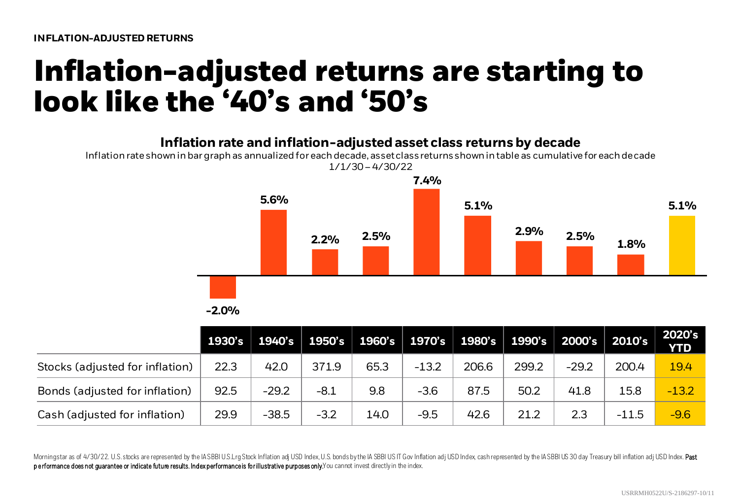INFLATION-ADJUSTED RETURNS

# Inflation-adjusted returns are starting to look like the '40's and '50's

## Inflation rate and inflation-adjusted asset class returns by decade

Inflation rate shown in bar graph as annualized for each decade, asset class returns shown in table as cumulative for each decade
1/1/30 – 4/30/22

| | 1930's | 1940's | 1950's | 1960's | 1970's | 1980's | 1990's | 2000's | 2010's | 2020's YTD |
|---|---|---|---|---|---|---|---|---|---|---|
| Inflation rate (annualized) | -2.0% | 5.6% | 2.2% | 2.5% | 7.4% | 5.1% | 2.9% | 2.5% | 1.8% | 5.1% |
| Stocks (adjusted for inflation) | 22.3 | 42.0 | 371.9 | 65.3 | -13.2 | 206.6 | 299.2 | -29.2 | 200.4 | 19.4 |
| Bonds (adjusted for inflation) | 92.5 | -29.2 | -8.1 | 9.8 | -3.6 | 87.5 | 50.2 | 41.8 | 15.8 | -13.2 |
| Cash (adjusted for inflation) | 29.9 | -38.5 | -3.2 | 14.0 | -9.5 | 42.6 | 21.2 | 2.3 | -11.5 | -9.6 |

Morningstar as of 4/30/22. U.S. stocks are represented by the IA SBBI U.S.Lrg Stock Inflation adj USD Index, U.S. bonds by the IA SBBI US IT Gov Inflation adj USD Index, cash represented by the IA SBBI US 30 day Treasury bill inflation adj USD Index. **Past performance does not guarantee or indicate future results. Index performance is for illustrative purposes only.** You cannot invest directly in the index.

USRRMH0522U/S-2186297-10/11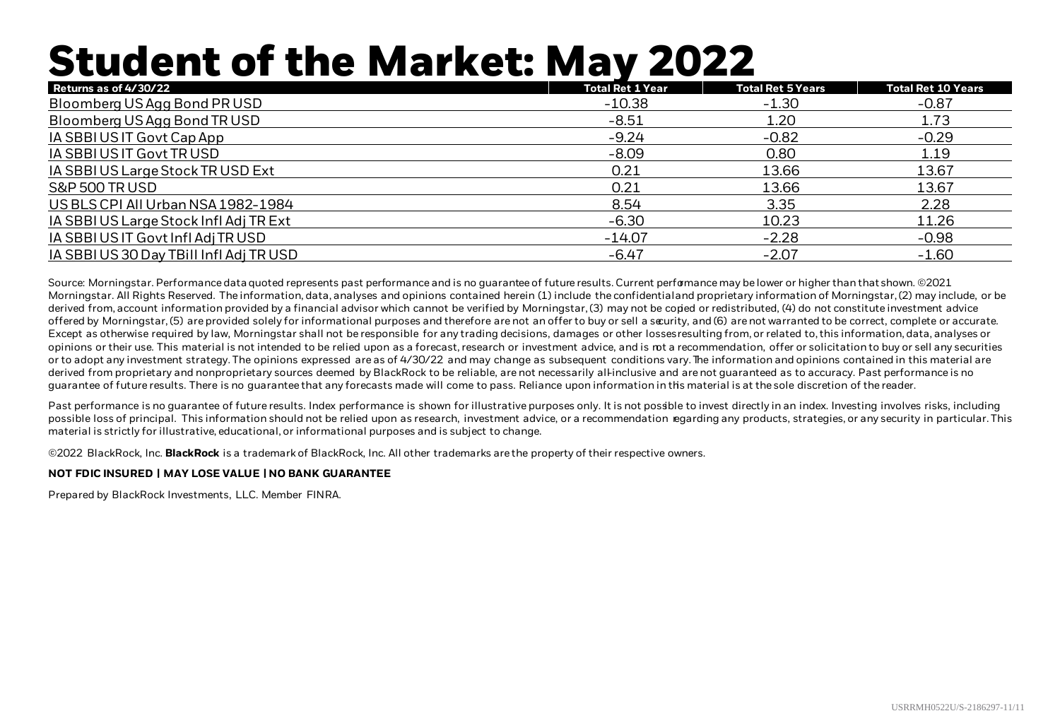# Student of the Market: May 2022

| Returns as of 4/30/22 | Total Ret 1 Year | Total Ret 5 Years | Total Ret 10 Years |
|---|---|---|---|
| Bloomberg US Agg Bond PR USD | -10.38 | -1.30 | -0.87 |
| Bloomberg US Agg Bond TR USD | -8.51 | 1.20 | 1.73 |
| IA SBBI US IT Govt Cap App | -9.24 | -0.82 | -0.29 |
| IA SBBI US IT Govt TR USD | -8.09 | 0.80 | 1.19 |
| IA SBBI US Large Stock TR USD Ext | 0.21 | 13.66 | 13.67 |
| S&P 500 TR USD | 0.21 | 13.66 | 13.67 |
| US BLS CPI All Urban NSA 1982-1984 | 8.54 | 3.35 | 2.28 |
| IA SBBI US Large Stock Infl Adj TR Ext | -6.30 | 10.23 | 11.26 |
| IA SBBI US IT Govt Infl Adj TR USD | -14.07 | -2.28 | -0.98 |
| IA SBBI US 30 Day TBill Infl Adj TR USD | -6.47 | -2.07 | -1.60 |

Source: Morningstar. Performance data quoted represents past performance and is no guarantee of future results. Current performance may be lower or higher than that shown. ©2021 Morningstar. All Rights Reserved. The information, data, analyses and opinions contained herein (1) include the confidential and proprietary information of Morningstar, (2) may include, or be derived from, account information provided by a financial advisor which cannot be verified by Morningstar, (3) may not be copied or redistributed, (4) do not constitute investment advice offered by Morningstar, (5) are provided solely for informational purposes and therefore are not an offer to buy or sell a security, and (6) are not warranted to be correct, complete or accurate. Except as otherwise required by law, Morningstar shall not be responsible for any trading decisions, damages or other losses resulting from, or related to, this information, data, analyses or opinions or their use. This material is not intended to be relied upon as a forecast, research or investment advice, and is not a recommendation, offer or solicitation to buy or sell any securities or to adopt any investment strategy. The opinions expressed are as of 4/30/22 and may change as subsequent conditions vary. The information and opinions contained in this material are derived from proprietary and nonproprietary sources deemed by BlackRock to be reliable, are not necessarily all-inclusive and are not guaranteed as to accuracy. Past performance is no guarantee of future results. There is no guarantee that any forecasts made will come to pass. Reliance upon information in this material is at the sole discretion of the reader.

Past performance is no guarantee of future results. Index performance is shown for illustrative purposes only. It is not possible to invest directly in an index. Investing involves risks, including possible loss of principal. This information should not be relied upon as research, investment advice, or a recommendation regarding any products, strategies, or any security in particular. This material is strictly for illustrative, educational, or informational purposes and is subject to change.

©2022 BlackRock, Inc. **BlackRock** is a trademark of BlackRock, Inc. All other trademarks are the property of their respective owners.

**NOT FDIC INSURED | MAY LOSE VALUE | NO BANK GUARANTEE**

Prepared by BlackRock Investments, LLC. Member FINRA.

USRRMH0522U/S-2186297-11/11